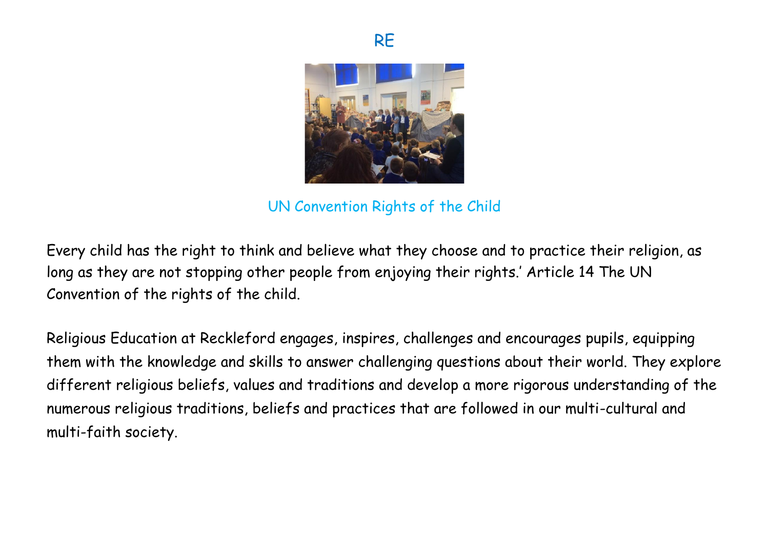# RE

## UN Convention Rights of the Child

Every child has the right to think and believe what they choose and to practice their religion, as long as they are not stopping other people from enjoying their rights.' Article 14 The UN Convention of the rights of the child.

Religious Education at Reckleford engages, inspires, challenges and encourages pupils, equipping them with the knowledge and skills to answer challenging questions about their world. They explore different religious beliefs, values and traditions and develop a more rigorous understanding of the numerous religious traditions, beliefs and practices that are followed in our multi-cultural and multi-faith society.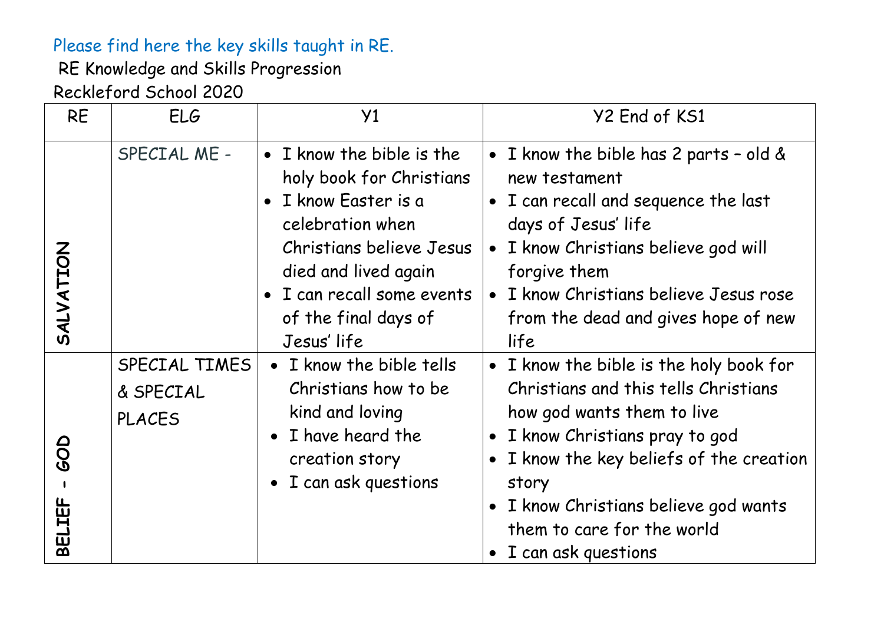Please find here the key skills taught in RE.

RE Knowledge and Skills Progression

Reckleford School 2020

| RE | ELG | Y1 | Y2 End of KS1 |
| --- | --- | --- | --- |
| SALVATION | SPECIAL ME - | • I know the bible is the holy book for Christians<br>• I know Easter is a celebration when Christians believe Jesus died and lived again<br>• I can recall some events of the final days of Jesus' life | • I know the bible has 2 parts – old & new testament<br>• I can recall and sequence the last days of Jesus' life<br>• I know Christians believe god will forgive them<br>• I know Christians believe Jesus rose from the dead and gives hope of new life |
| BELIEF - GOD | SPECIAL TIMES & SPECIAL PLACES | • I know the bible tells Christians how to be kind and loving<br>• I have heard the creation story<br>• I can ask questions | • I know the bible is the holy book for Christians and this tells Christians how god wants them to live<br>• I know Christians pray to god<br>• I know the key beliefs of the creation story<br>• I know Christians believe god wants them to care for the world<br>• I can ask questions |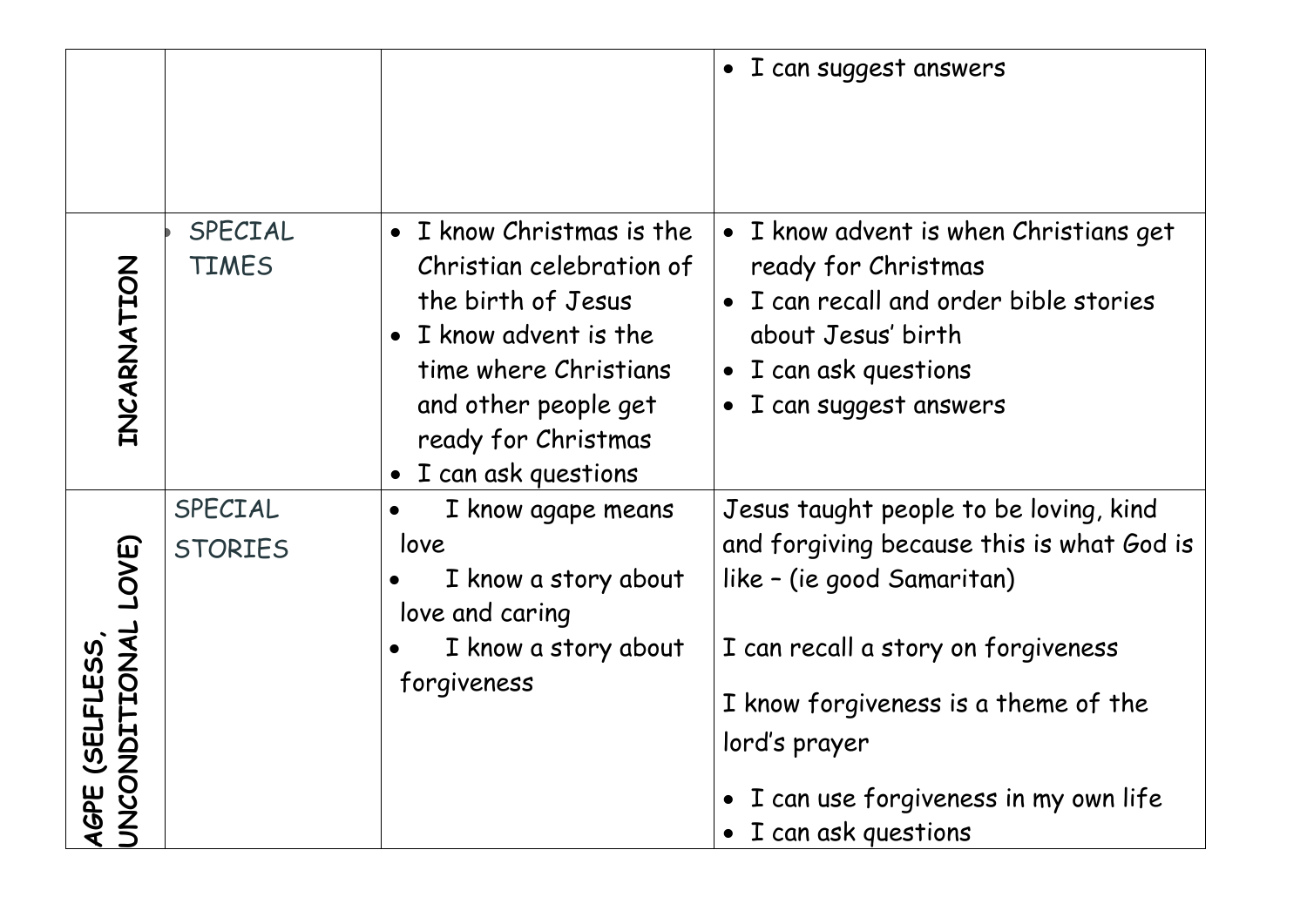| | | | |
|---|---|---|---|
| | | | • I can suggest answers |
| INCARNATION | • SPECIAL TIMES | • I know Christmas is the Christian celebration of the birth of Jesus<br>• I know advent is the time where Christians and other people get ready for Christmas<br>• I can ask questions | • I know advent is when Christians get ready for Christmas<br>• I can recall and order bible stories about Jesus' birth<br>• I can ask questions<br>• I can suggest answers |
| AGPE (SELFLESS, UNCONDITIONAL LOVE) | SPECIAL STORIES | • I know agape means love<br>• I know a story about love and caring<br>• I know a story about forgiveness | Jesus taught people to be loving, kind and forgiving because this is what God is like – (ie good Samaritan)<br><br>I can recall a story on forgiveness<br><br>I know forgiveness is a theme of the lord's prayer<br><br>• I can use forgiveness in my own life<br>• I can ask questions |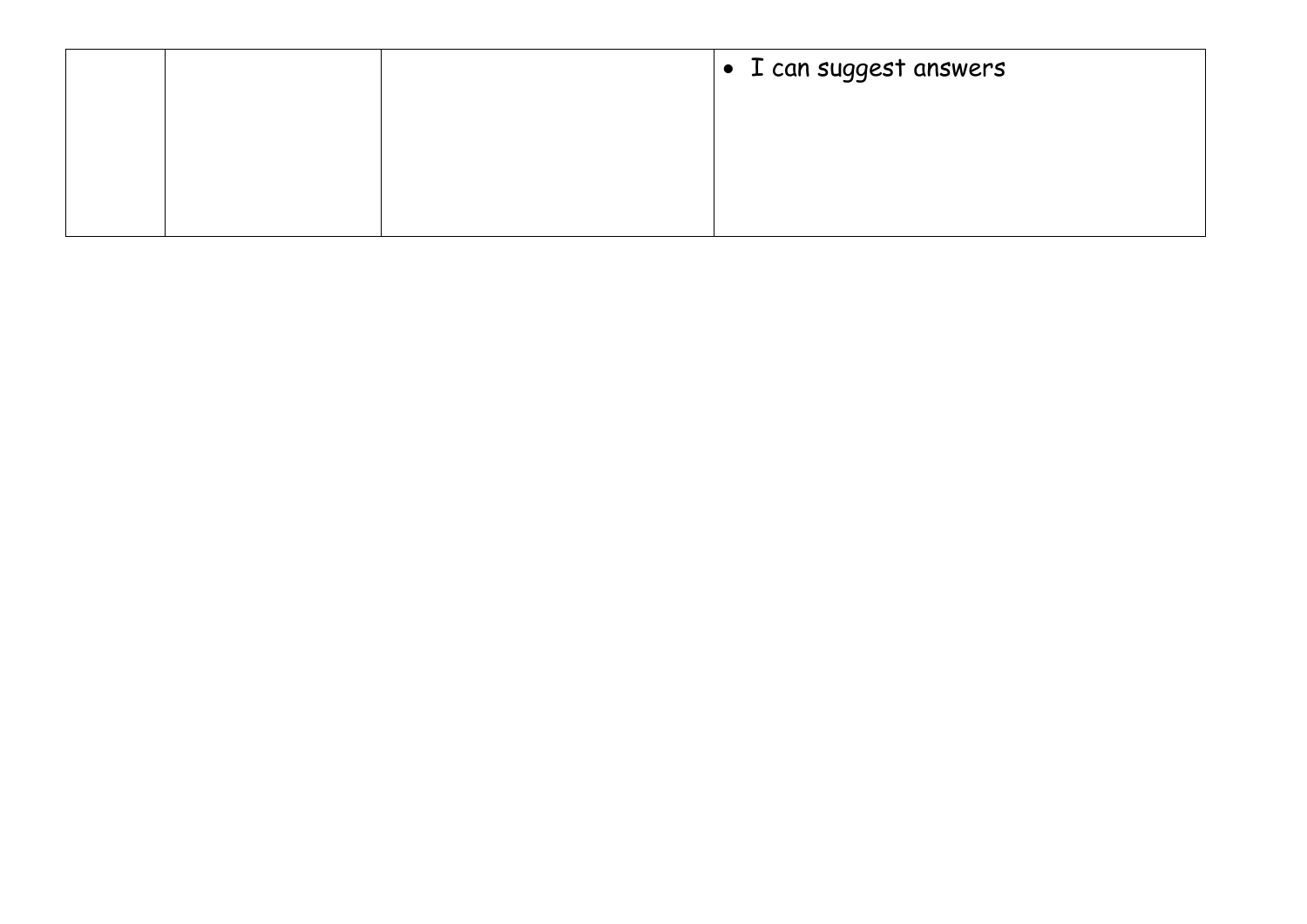| | | | |
|---|---|---|---|
| | | | • I can suggest answers |